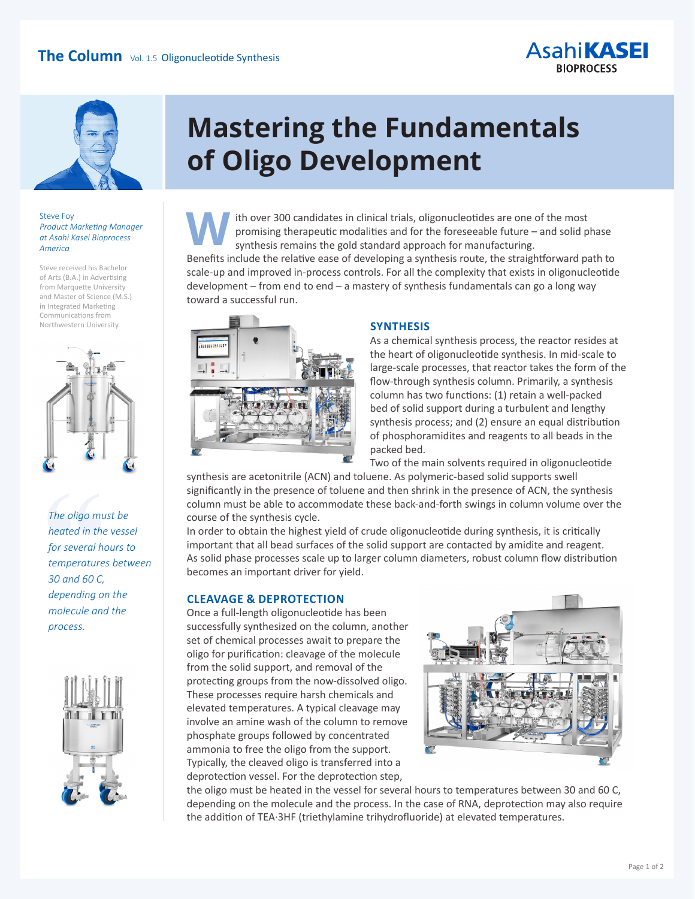# Mastering the Fundamentals of Oligo Development

Steve Foy
*Product Marketing Manager at Asahi Kasei Bioprocess America*

Steve received his Bachelor of Arts (B.A.) in Advertising from Marquette University and Master of Science (M.S.) in Integrated Marketing Communications from Northwestern University.

*The oligo must be heated in the vessel for several hours to temperatures between 30 and 60 C, depending on the molecule and the process.*

With over 300 candidates in clinical trials, oligonucleotides are one of the most promising therapeutic modalities and for the foreseeable future – and solid phase synthesis remains the gold standard approach for manufacturing.

Benefits include the relative ease of developing a synthesis route, the straightforward path to scale-up and improved in-process controls. For all the complexity that exists in oligonucleotide development – from end to end – a mastery of synthesis fundamentals can go a long way toward a successful run.

## SYNTHESIS

As a chemical synthesis process, the reactor resides at the heart of oligonucleotide synthesis. In mid-scale to large-scale processes, that reactor takes the form of the flow-through synthesis column. Primarily, a synthesis column has two functions: (1) retain a well-packed bed of solid support during a turbulent and lengthy synthesis process; and (2) ensure an equal distribution of phosphoramidites and reagents to all beads in the packed bed.

Two of the main solvents required in oligonucleotide synthesis are acetonitrile (ACN) and toluene. As polymeric-based solid supports swell significantly in the presence of toluene and then shrink in the presence of ACN, the synthesis column must be able to accommodate these back-and-forth swings in column volume over the course of the synthesis cycle.

In order to obtain the highest yield of crude oligonucleotide during synthesis, it is critically important that all bead surfaces of the solid support are contacted by amidite and reagent. As solid phase processes scale up to larger column diameters, robust column flow distribution becomes an important driver for yield.

## CLEAVAGE & DEPROTECTION

Once a full-length oligonucleotide has been successfully synthesized on the column, another set of chemical processes await to prepare the oligo for purification: cleavage of the molecule from the solid support, and removal of the protecting groups from the now-dissolved oligo. These processes require harsh chemicals and elevated temperatures. A typical cleavage may involve an amine wash of the column to remove phosphate groups followed by concentrated ammonia to free the oligo from the support. Typically, the cleaved oligo is transferred into a deprotection vessel. For the deprotection step, the oligo must be heated in the vessel for several hours to temperatures between 30 and 60 C, depending on the molecule and the process. In the case of RNA, deprotection may also require the addition of TEA·3HF (triethylamine trihydrofluoride) at elevated temperatures.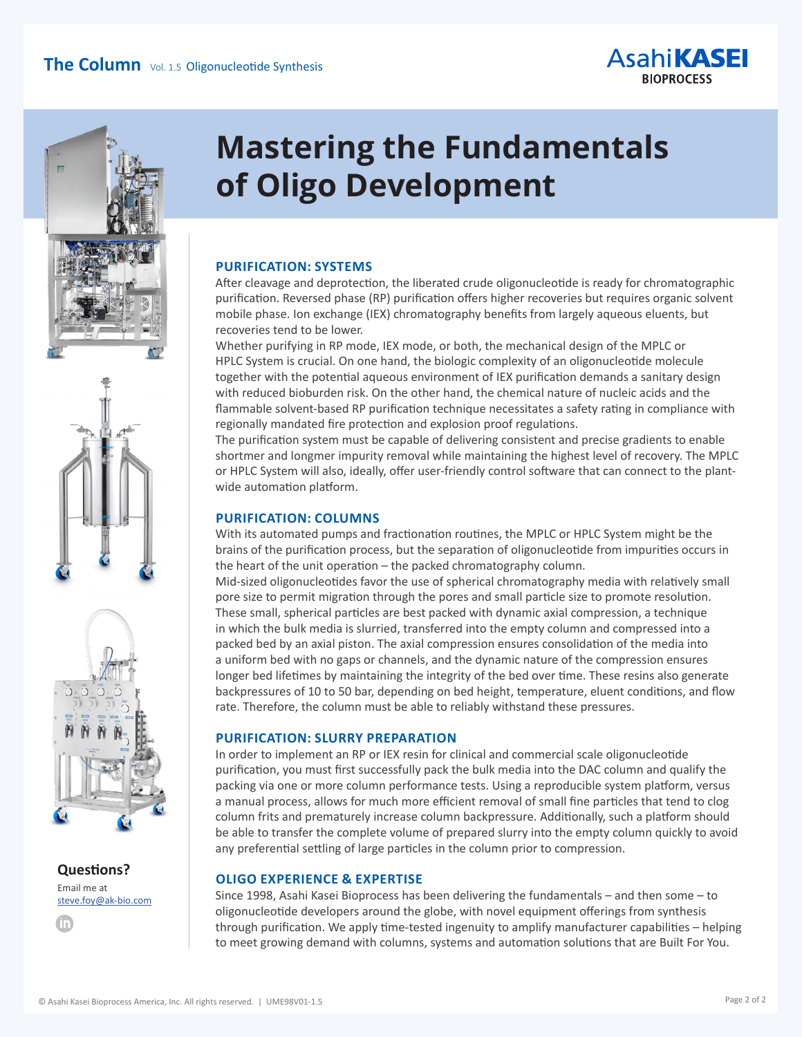# Mastering the Fundamentals of Oligo Development

## PURIFICATION: SYSTEMS

After cleavage and deprotection, the liberated crude oligonucleotide is ready for chromatographic purification. Reversed phase (RP) purification offers higher recoveries but requires organic solvent mobile phase. Ion exchange (IEX) chromatography benefits from largely aqueous eluents, but recoveries tend to be lower.

Whether purifying in RP mode, IEX mode, or both, the mechanical design of the MPLC or HPLC System is crucial. On one hand, the biologic complexity of an oligonucleotide molecule together with the potential aqueous environment of IEX purification demands a sanitary design with reduced bioburden risk. On the other hand, the chemical nature of nucleic acids and the flammable solvent-based RP purification technique necessitates a safety rating in compliance with regionally mandated fire protection and explosion proof regulations.

The purification system must be capable of delivering consistent and precise gradients to enable shortmer and longmer impurity removal while maintaining the highest level of recovery. The MPLC or HPLC System will also, ideally, offer user-friendly control software that can connect to the plant-wide automation platform.

## PURIFICATION: COLUMNS

With its automated pumps and fractionation routines, the MPLC or HPLC System might be the brains of the purification process, but the separation of oligonucleotide from impurities occurs in the heart of the unit operation – the packed chromatography column.

Mid-sized oligonucleotides favor the use of spherical chromatography media with relatively small pore size to permit migration through the pores and small particle size to promote resolution. These small, spherical particles are best packed with dynamic axial compression, a technique in which the bulk media is slurried, transferred into the empty column and compressed into a packed bed by an axial piston. The axial compression ensures consolidation of the media into a uniform bed with no gaps or channels, and the dynamic nature of the compression ensures longer bed lifetimes by maintaining the integrity of the bed over time. These resins also generate backpressures of 10 to 50 bar, depending on bed height, temperature, eluent conditions, and flow rate. Therefore, the column must be able to reliably withstand these pressures.

## PURIFICATION: SLURRY PREPARATION

In order to implement an RP or IEX resin for clinical and commercial scale oligonucleotide purification, you must first successfully pack the bulk media into the DAC column and qualify the packing via one or more column performance tests. Using a reproducible system platform, versus a manual process, allows for much more efficient removal of small fine particles that tend to clog column frits and prematurely increase column backpressure. Additionally, such a platform should be able to transfer the complete volume of prepared slurry into the empty column quickly to avoid any preferential settling of large particles in the column prior to compression.

## OLIGO EXPERIENCE & EXPERTISE

Since 1998, Asahi Kasei Bioprocess has been delivering the fundamentals – and then some – to oligonucleotide developers around the globe, with novel equipment offerings from synthesis through purification. We apply time-tested ingenuity to amplify manufacturer capabilities – helping to meet growing demand with columns, systems and automation solutions that are Built For You.

**Questions?**

Email me at
steve.foy@ak-bio.com

© Asahi Kasei Bioprocess America, Inc. All rights reserved. | UME98V01-1.5